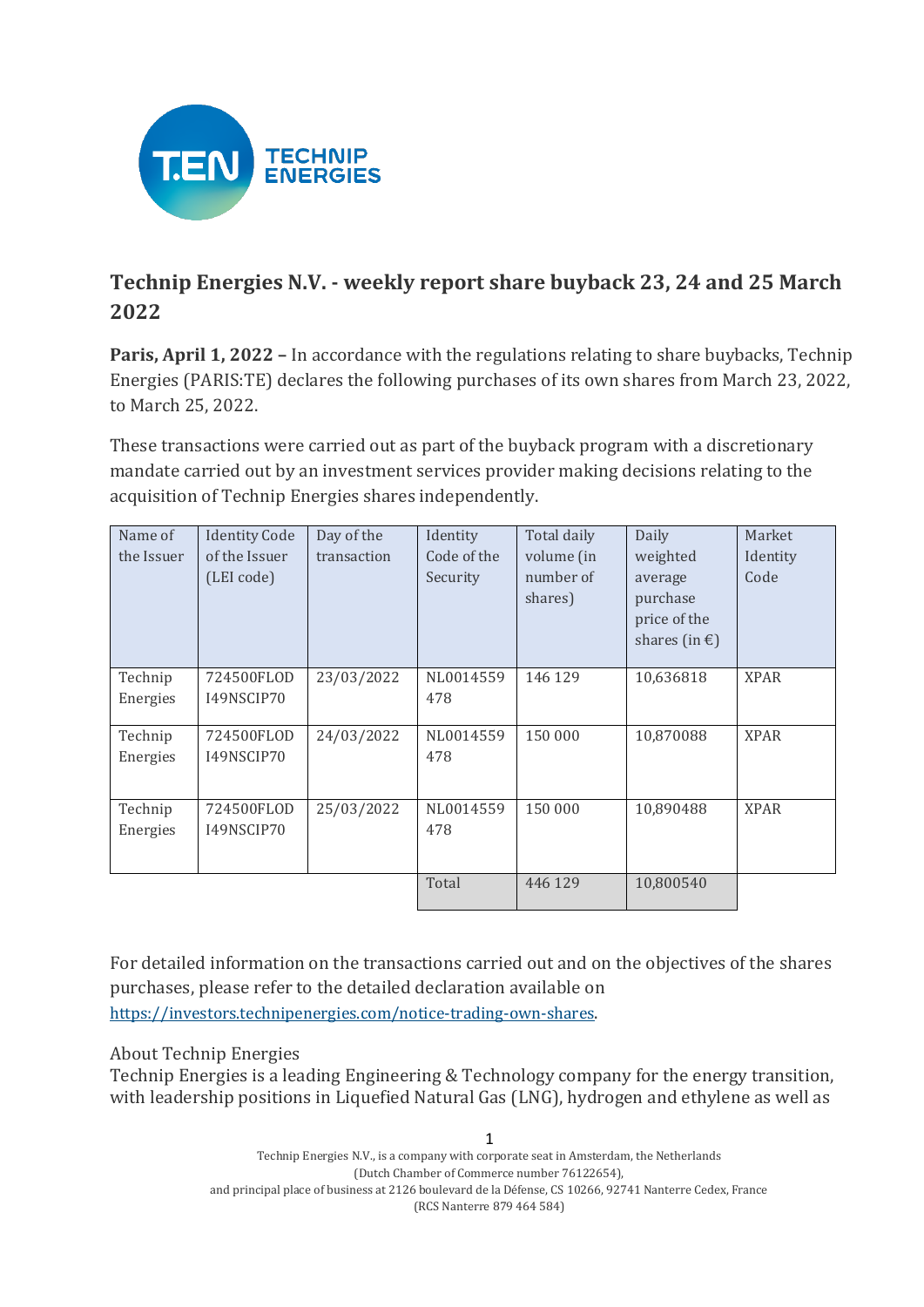# Technip Energies N.V. - weekly report share buyback 23, 24 and 25 March 2022

**Paris, April 1, 2022 –** In accordance with the regulations relating to share buybacks, Technip Energies (PARIS:TE) declares the following purchases of its own shares from March 23, 2022, to March 25, 2022.

These transactions were carried out as part of the buyback program with a discretionary mandate carried out by an investment services provider making decisions relating to the acquisition of Technip Energies shares independently.

| Name of the Issuer | Identity Code of the Issuer (LEI code) | Day of the transaction | Identity Code of the Security | Total daily volume (in number of shares) | Daily weighted average purchase price of the shares (in €) | Market Identity Code |
|---|---|---|---|---|---|---|
| Technip Energies | 724500FLODI49NSCIP70 | 23/03/2022 | NL0014559478 | 146 129 | 10,636818 | XPAR |
| Technip Energies | 724500FLODI49NSCIP70 | 24/03/2022 | NL0014559478 | 150 000 | 10,870088 | XPAR |
| Technip Energies | 724500FLODI49NSCIP70 | 25/03/2022 | NL0014559478 | 150 000 | 10,890488 | XPAR |
| | | | Total | 446 129 | 10,800540 | |

For detailed information on the transactions carried out and on the objectives of the shares purchases, please refer to the detailed declaration available on https://investors.technipenergies.com/notice-trading-own-shares.

About Technip Energies

Technip Energies is a leading Engineering & Technology company for the energy transition, with leadership positions in Liquefied Natural Gas (LNG), hydrogen and ethylene as well as

Technip Energies N.V., is a company with corporate seat in Amsterdam, the Netherlands (Dutch Chamber of Commerce number 76122654), and principal place of business at 2126 boulevard de la Défense, CS 10266, 92741 Nanterre Cedex, France (RCS Nanterre 879 464 584)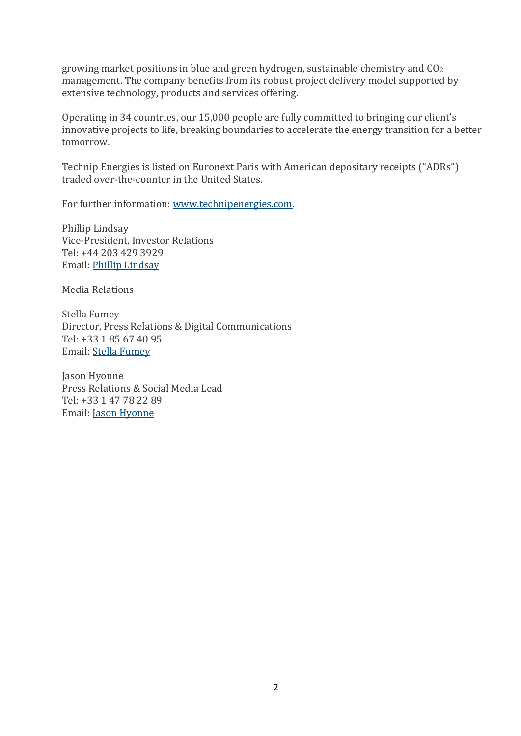growing market positions in blue and green hydrogen, sustainable chemistry and $CO_2$ management. The company benefits from its robust project delivery model supported by extensive technology, products and services offering.

Operating in 34 countries, our 15,000 people are fully committed to bringing our client's innovative projects to life, breaking boundaries to accelerate the energy transition for a better tomorrow.

Technip Energies is listed on Euronext Paris with American depositary receipts ("ADRs") traded over-the-counter in the United States.

For further information: [www.technipenergies.com](www.technipenergies.com).

Phillip Lindsay
Vice-President, Investor Relations
Tel: +44 203 429 3929
Email: Phillip Lindsay

Media Relations

Stella Fumey
Director, Press Relations & Digital Communications
Tel: +33 1 85 67 40 95
Email: Stella Fumey

Jason Hyonne
Press Relations & Social Media Lead
Tel: +33 1 47 78 22 89
Email: Jason Hyonne